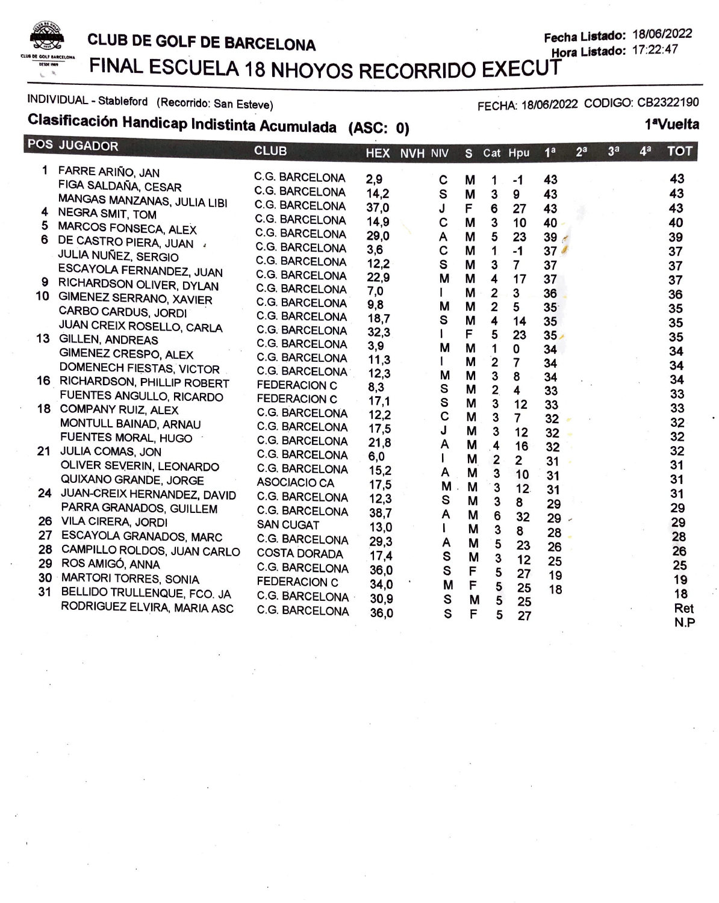**CLUB DE GOLF DE BARCELONA**

**Fecha Listado:** 18/06/2022
**Hora Listado:** 17:22:47

# FINAL ESCUELA 18 NHOYOS RECORRIDO EXECUT

INDIVIDUAL - Stableford (Recorrido: San Esteve) FECHA: 18/06/2022 CODIGO: CB2322190

## Clasificación Handicap Indistinta Acumulada (ASC: 0) 1ªVuelta

| POS | JUGADOR | CLUB | HEX | NVH | NIV | S | Cat | Hpu | 1ª | 2ª | 3ª | 4ª | TOT |
|---|---|---|---|---|---|---|---|---|---|---|---|---|---|
| 1 | FARRE ARIÑO, JAN | C.G. BARCELONA | 2,9 | | C | M | 1 | -1 | 43 | | | | 43 |
| | FIGA SALDAÑA, CESAR | C.G. BARCELONA | 14,2 | | S | M | 3 | 9 | 43 | | | | 43 |
| | MANGAS MANZANAS, JULIA LIBI | C.G. BARCELONA | 37,0 | | J | F | 6 | 27 | 43 | | | | 43 |
| 4 | NEGRA SMIT, TOM | C.G. BARCELONA | 14,9 | | C | M | 3 | 10 | 40 | | | | 40 |
| 5 | MARCOS FONSECA, ALEX | C.G. BARCELONA | 29,0 | | A | M | 5 | 23 | 39 | | | | 39 |
| 6 | DE CASTRO PIERA, JUAN | C.G. BARCELONA | 3,6 | | C | M | 1 | -1 | 37 | | | | 37 |
| | JULIA NUÑEZ, SERGIO | C.G. BARCELONA | 12,2 | | S | M | 3 | 7 | 37 | | | | 37 |
| | ESCAYOLA FERNANDEZ, JUAN | C.G. BARCELONA | 22,9 | | M | M | 4 | 17 | 37 | | | | 37 |
| 9 | RICHARDSON OLIVER, DYLAN | C.G. BARCELONA | 7,0 | | I | M | 2 | 3 | 36 | | | | 36 |
| 10 | GIMENEZ SERRANO, XAVIER | C.G. BARCELONA | 9,8 | | M | M | 2 | 5 | 35 | | | | 35 |
| | CARBO CARDUS, JORDI | C.G. BARCELONA | 18,7 | | S | M | 4 | 14 | 35 | | | | 35 |
| | JUAN CREIX ROSELLO, CARLA | C.G. BARCELONA | 32,3 | | I | F | 5 | 23 | 35 | | | | 35 |
| 13 | GILLEN, ANDREAS | C.G. BARCELONA | 3,9 | | M | M | 1 | 0 | 34 | | | | 34 |
| | GIMENEZ CRESPO, ALEX | C.G. BARCELONA | 11,3 | | I | M | 2 | 7 | 34 | | | | 34 |
| | DOMENECH FIESTAS, VICTOR | C.G. BARCELONA | 12,3 | | M | M | 3 | 8 | 34 | | | | 34 |
| 16 | RICHARDSON, PHILLIP ROBERT | FEDERACION C | 8,3 | | S | M | 2 | 4 | 33 | | | | 33 |
| | FUENTES ANGULLO, RICARDO | FEDERACION C | 17,1 | | S | M | 3 | 12 | 33 | | | | 33 |
| 18 | COMPANY RUIZ, ALEX | C.G. BARCELONA | 12,2 | | C | M | 3 | 7 | 32 | | | | 32 |
| | MONTULL BAINAD, ARNAU | C.G. BARCELONA | 17,5 | | J | M | 3 | 12 | 32 | | | | 32 |
| | FUENTES MORAL, HUGO | C.G. BARCELONA | 21,8 | | A | M | 4 | 16 | 32 | | | | 32 |
| 21 | JULIA COMAS, JON | C.G. BARCELONA | 6,0 | | I | M | 2 | 2 | 31 | | | | 31 |
| | OLIVER SEVERIN, LEONARDO | C.G. BARCELONA | 15,2 | | A | M | 3 | 10 | 31 | | | | 31 |
| | QUIXANO GRANDE, JORGE | ASOCIACIO CA | 17,5 | | M | M | 3 | 12 | 31 | | | | 31 |
| 24 | JUAN-CREIX HERNANDEZ, DAVID | C.G. BARCELONA | 12,3 | | S | M | 3 | 8 | 29 | | | | 29 |
| | PARRA GRANADOS, GUILLEM | C.G. BARCELONA | 38,7 | | A | M | 6 | 32 | 29 | | | | 29 |
| 26 | VILA CIRERA, JORDI | SAN CUGAT | 13,0 | | I | M | 3 | 8 | 28 | | | | 28 |
| 27 | ESCAYOLA GRANADOS, MARC | C.G. BARCELONA | 29,3 | | A | M | 5 | 23 | 26 | | | | 26 |
| 28 | CAMPILLO ROLDOS, JUAN CARLO | COSTA DORADA | 17,4 | | S | M | 3 | 12 | 25 | | | | 25 |
| 29 | ROS AMIGÓ, ANNA | C.G. BARCELONA | 36,0 | | S | F | 5 | 27 | 19 | | | | 19 |
| 30 | MARTORI TORRES, SONIA | FEDERACION C | 34,0 | | M | F | 5 | 25 | 18 | | | | 18 |
| 31 | BELLIDO TRULLENQUE, FCO. JA | C.G. BARCELONA | 30,9 | | S | M | 5 | 25 | | | | | Ret |
| | RODRIGUEZ ELVIRA, MARIA ASC | C.G. BARCELONA | 36,0 | | S | F | 5 | 27 | | | | | N.P |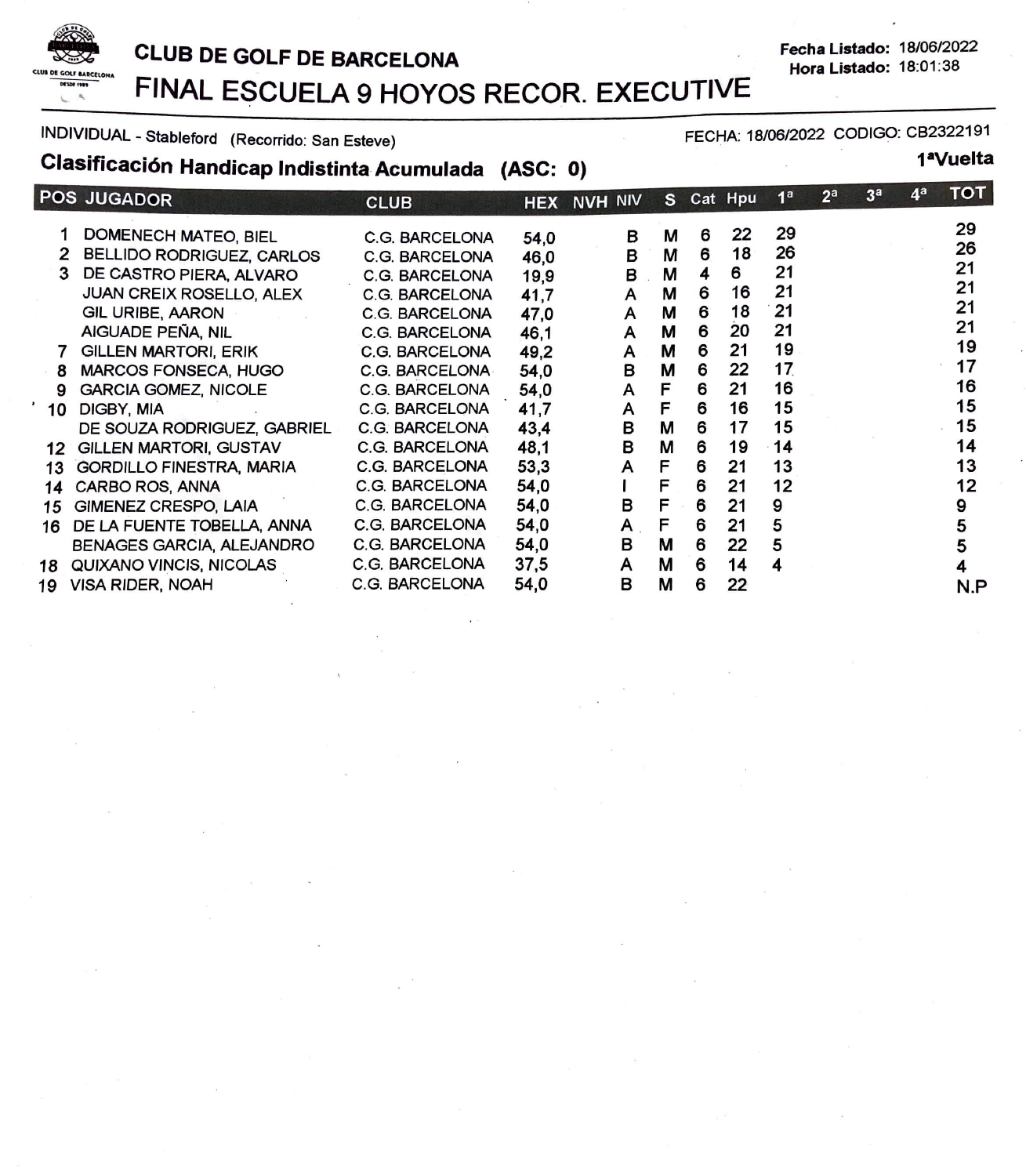**CLUB DE GOLF DE BARCELONA**

# FINAL ESCUELA 9 HOYOS RECOR. EXECUTIVE

**Fecha Listado:** 18/06/2022
**Hora Listado:** 18:01:38

INDIVIDUAL - Stableford (Recorrido: San Esteve)

FECHA: 18/06/2022 CODIGO: CB2322191

## Clasificación Handicap Indistinta Acumulada (ASC: 0)

**1ªVuelta**

| POS | JUGADOR | CLUB | HEX | NVH | NIV | S | Cat | Hpu | 1ª | 2ª | 3ª | 4ª | TOT |
|---|---|---|---|---|---|---|---|---|---|---|---|---|---|
| 1 | DOMENECH MATEO, BIEL | C.G. BARCELONA | 54,0 | | B | M | 6 | 22 | 29 | | | | 29 |
| 2 | BELLIDO RODRIGUEZ, CARLOS | C.G. BARCELONA | 46,0 | | B | M | 6 | 18 | 26 | | | | 26 |
| 3 | DE CASTRO PIERA, ALVARO | C.G. BARCELONA | 19,9 | | B | M | 4 | 6 | 21 | | | | 21 |
| | JUAN CREIX ROSELLO, ALEX | C.G. BARCELONA | 41,7 | | A | M | 6 | 16 | 21 | | | | 21 |
| | GIL URIBE, AARON | C.G. BARCELONA | 47,0 | | A | M | 6 | 18 | 21 | | | | 21 |
| | AIGUADE PEÑA, NIL | C.G. BARCELONA | 46,1 | | A | M | 6 | 20 | 21 | | | | 21 |
| 7 | GILLEN MARTORI, ERIK | C.G. BARCELONA | 49,2 | | A | M | 6 | 21 | 19 | | | | 19 |
| 8 | MARCOS FONSECA, HUGO | C.G. BARCELONA | 54,0 | | B | M | 6 | 22 | 17 | | | | 17 |
| 9 | GARCIA GOMEZ, NICOLE | C.G. BARCELONA | 54,0 | | A | F | 6 | 21 | 16 | | | | 16 |
| 10 | DIGBY, MIA | C.G. BARCELONA | 41,7 | | A | F | 6 | 16 | 15 | | | | 15 |
| | DE SOUZA RODRIGUEZ, GABRIEL | C.G. BARCELONA | 43,4 | | B | M | 6 | 17 | 15 | | | | 15 |
| 12 | GILLEN MARTORI, GUSTAV | C.G. BARCELONA | 48,1 | | B | M | 6 | 19 | 14 | | | | 14 |
| 13 | GORDILLO FINESTRA, MARIA | C.G. BARCELONA | 53,3 | | A | F | 6 | 21 | 13 | | | | 13 |
| 14 | CARBO ROS, ANNA | C.G. BARCELONA | 54,0 | | I | F | 6 | 21 | 12 | | | | 12 |
| 15 | GIMENEZ CRESPO, LAIA | C.G. BARCELONA | 54,0 | | B | F | 6 | 21 | 9 | | | | 9 |
| 16 | DE LA FUENTE TOBELLA, ANNA | C.G. BARCELONA | 54,0 | | A | F | 6 | 21 | 5 | | | | 5 |
| | BENAGES GARCIA, ALEJANDRO | C.G. BARCELONA | 54,0 | | B | M | 6 | 22 | 5 | | | | 5 |
| 18 | QUIXANO VINCIS, NICOLAS | C.G. BARCELONA | 37,5 | | A | M | 6 | 14 | 4 | | | | 4 |
| 19 | VISA RIDER, NOAH | C.G. BARCELONA | 54,0 | | B | M | 6 | 22 | | | | | N.P |